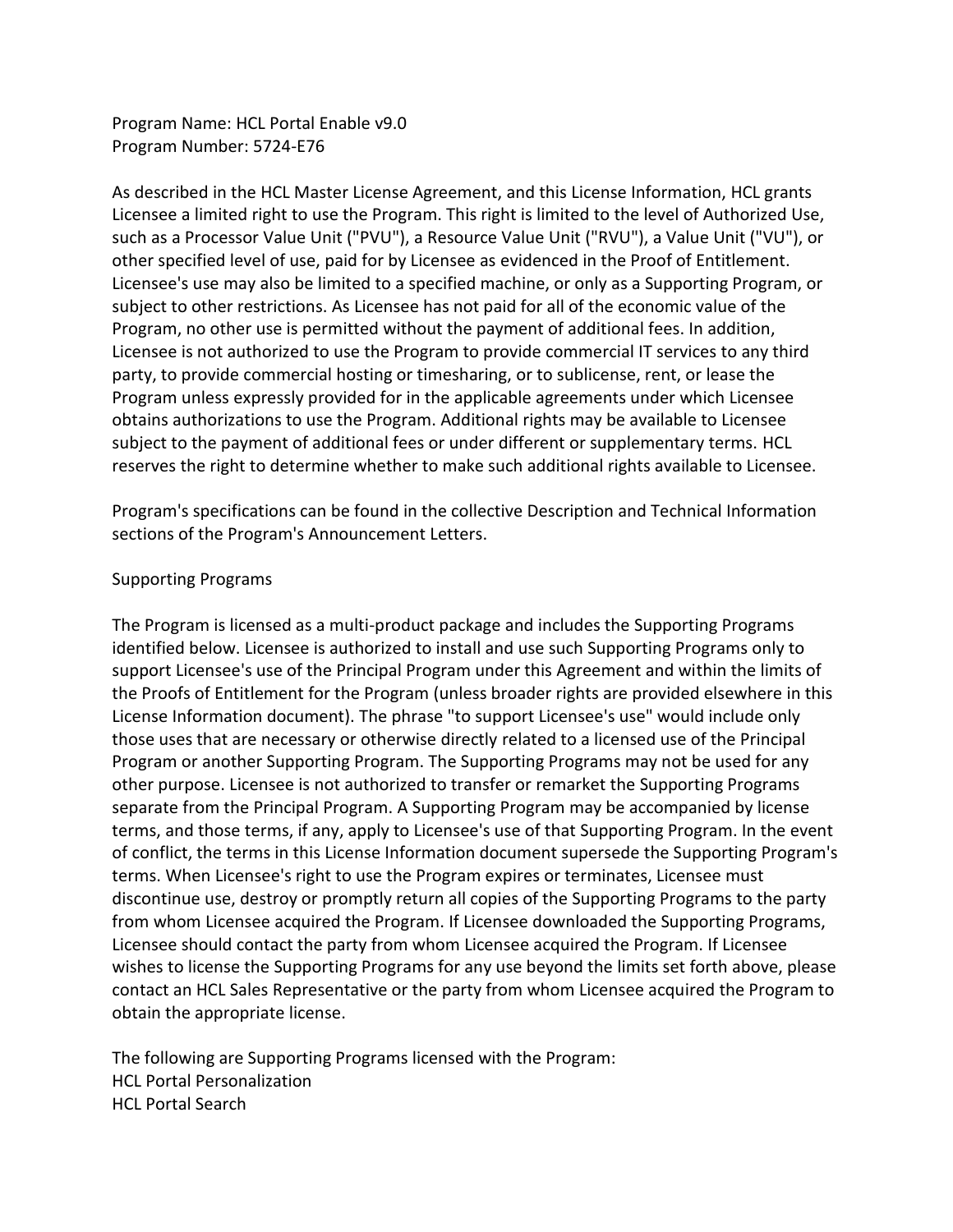Program Name: HCL Portal Enable v9.0
Program Number: 5724-E76

As described in the HCL Master License Agreement, and this License Information, HCL grants Licensee a limited right to use the Program. This right is limited to the level of Authorized Use, such as a Processor Value Unit ("PVU"), a Resource Value Unit ("RVU"), a Value Unit ("VU"), or other specified level of use, paid for by Licensee as evidenced in the Proof of Entitlement. Licensee's use may also be limited to a specified machine, or only as a Supporting Program, or subject to other restrictions. As Licensee has not paid for all of the economic value of the Program, no other use is permitted without the payment of additional fees. In addition, Licensee is not authorized to use the Program to provide commercial IT services to any third party, to provide commercial hosting or timesharing, or to sublicense, rent, or lease the Program unless expressly provided for in the applicable agreements under which Licensee obtains authorizations to use the Program. Additional rights may be available to Licensee subject to the payment of additional fees or under different or supplementary terms. HCL reserves the right to determine whether to make such additional rights available to Licensee.

Program's specifications can be found in the collective Description and Technical Information sections of the Program's Announcement Letters.

## Supporting Programs

The Program is licensed as a multi-product package and includes the Supporting Programs identified below. Licensee is authorized to install and use such Supporting Programs only to support Licensee's use of the Principal Program under this Agreement and within the limits of the Proofs of Entitlement for the Program (unless broader rights are provided elsewhere in this License Information document). The phrase "to support Licensee's use" would include only those uses that are necessary or otherwise directly related to a licensed use of the Principal Program or another Supporting Program. The Supporting Programs may not be used for any other purpose. Licensee is not authorized to transfer or remarket the Supporting Programs separate from the Principal Program. A Supporting Program may be accompanied by license terms, and those terms, if any, apply to Licensee's use of that Supporting Program. In the event of conflict, the terms in this License Information document supersede the Supporting Program's terms. When Licensee's right to use the Program expires or terminates, Licensee must discontinue use, destroy or promptly return all copies of the Supporting Programs to the party from whom Licensee acquired the Program. If Licensee downloaded the Supporting Programs, Licensee should contact the party from whom Licensee acquired the Program. If Licensee wishes to license the Supporting Programs for any use beyond the limits set forth above, please contact an HCL Sales Representative or the party from whom Licensee acquired the Program to obtain the appropriate license.

The following are Supporting Programs licensed with the Program:
HCL Portal Personalization
HCL Portal Search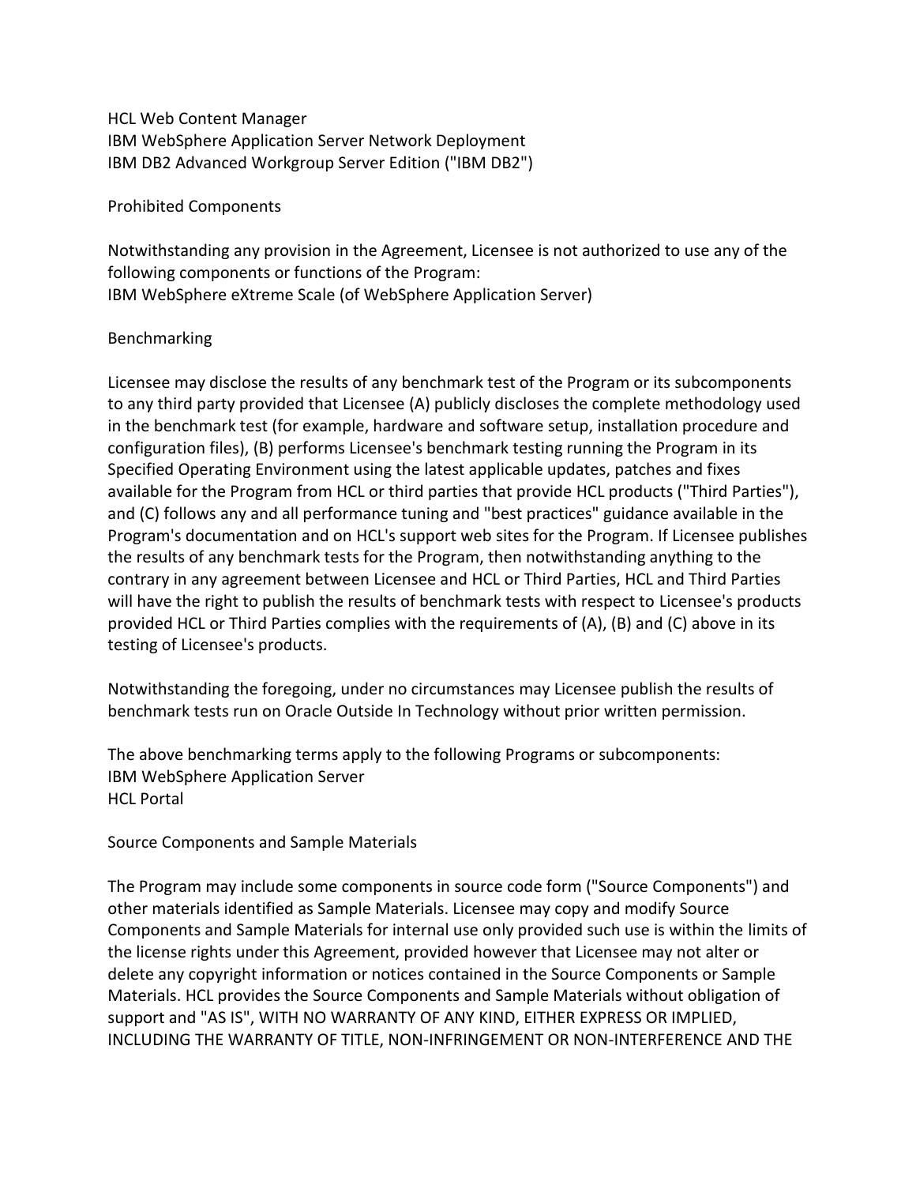HCL Web Content Manager
IBM WebSphere Application Server Network Deployment
IBM DB2 Advanced Workgroup Server Edition ("IBM DB2")

## Prohibited Components

Notwithstanding any provision in the Agreement, Licensee is not authorized to use any of the following components or functions of the Program:
IBM WebSphere eXtreme Scale (of WebSphere Application Server)

## Benchmarking

Licensee may disclose the results of any benchmark test of the Program or its subcomponents to any third party provided that Licensee (A) publicly discloses the complete methodology used in the benchmark test (for example, hardware and software setup, installation procedure and configuration files), (B) performs Licensee's benchmark testing running the Program in its Specified Operating Environment using the latest applicable updates, patches and fixes available for the Program from HCL or third parties that provide HCL products ("Third Parties"), and (C) follows any and all performance tuning and "best practices" guidance available in the Program's documentation and on HCL's support web sites for the Program. If Licensee publishes the results of any benchmark tests for the Program, then notwithstanding anything to the contrary in any agreement between Licensee and HCL or Third Parties, HCL and Third Parties will have the right to publish the results of benchmark tests with respect to Licensee's products provided HCL or Third Parties complies with the requirements of (A), (B) and (C) above in its testing of Licensee's products.

Notwithstanding the foregoing, under no circumstances may Licensee publish the results of benchmark tests run on Oracle Outside In Technology without prior written permission.

The above benchmarking terms apply to the following Programs or subcomponents:
IBM WebSphere Application Server
HCL Portal

## Source Components and Sample Materials

The Program may include some components in source code form ("Source Components") and other materials identified as Sample Materials. Licensee may copy and modify Source Components and Sample Materials for internal use only provided such use is within the limits of the license rights under this Agreement, provided however that Licensee may not alter or delete any copyright information or notices contained in the Source Components or Sample Materials. HCL provides the Source Components and Sample Materials without obligation of support and "AS IS", WITH NO WARRANTY OF ANY KIND, EITHER EXPRESS OR IMPLIED, INCLUDING THE WARRANTY OF TITLE, NON-INFRINGEMENT OR NON-INTERFERENCE AND THE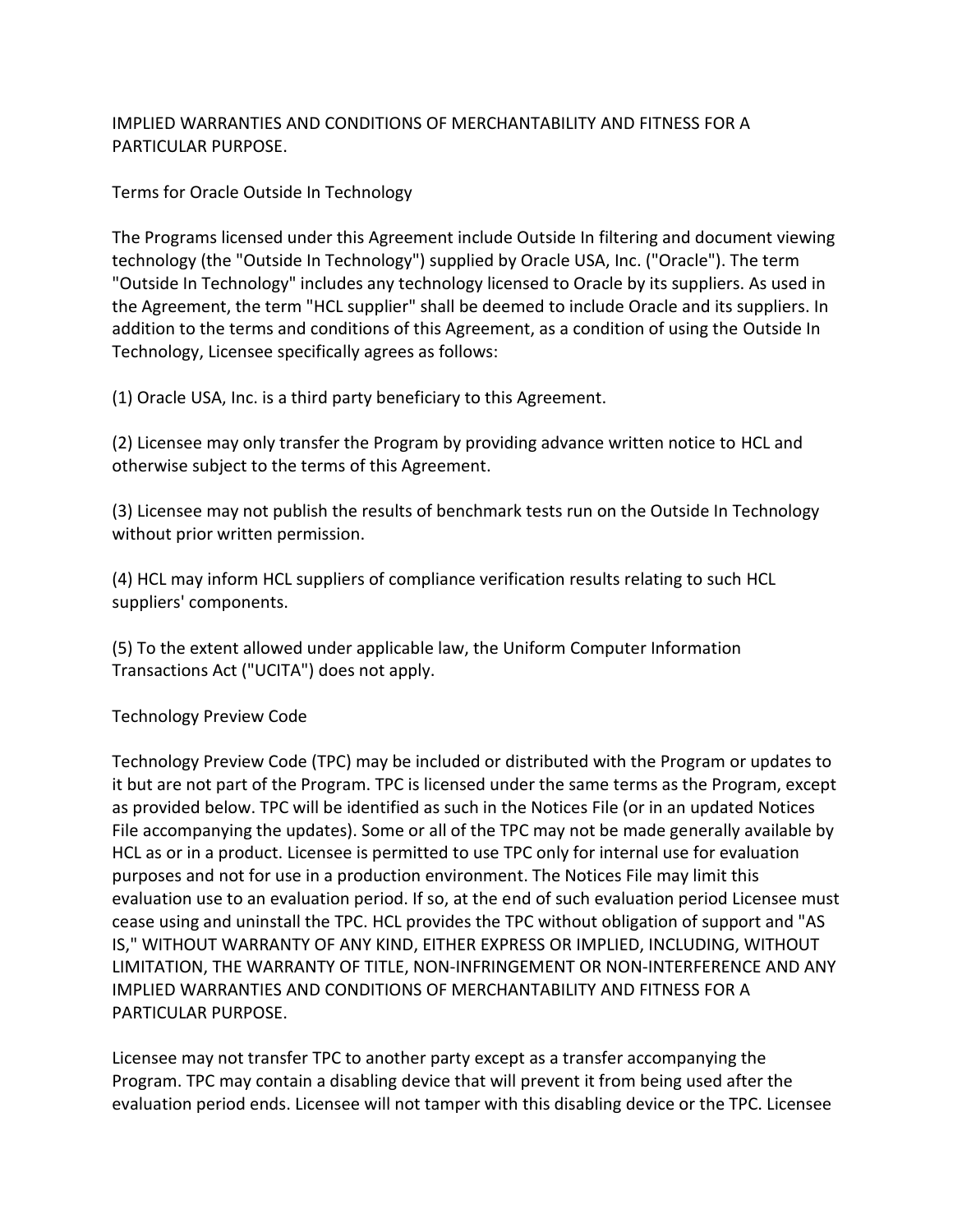IMPLIED WARRANTIES AND CONDITIONS OF MERCHANTABILITY AND FITNESS FOR A PARTICULAR PURPOSE.

Terms for Oracle Outside In Technology

The Programs licensed under this Agreement include Outside In filtering and document viewing technology (the "Outside In Technology") supplied by Oracle USA, Inc. ("Oracle"). The term "Outside In Technology" includes any technology licensed to Oracle by its suppliers. As used in the Agreement, the term "HCL supplier" shall be deemed to include Oracle and its suppliers. In addition to the terms and conditions of this Agreement, as a condition of using the Outside In Technology, Licensee specifically agrees as follows:

(1) Oracle USA, Inc. is a third party beneficiary to this Agreement.

(2) Licensee may only transfer the Program by providing advance written notice to HCL and otherwise subject to the terms of this Agreement.

(3) Licensee may not publish the results of benchmark tests run on the Outside In Technology without prior written permission.

(4) HCL may inform HCL suppliers of compliance verification results relating to such HCL suppliers' components.

(5) To the extent allowed under applicable law, the Uniform Computer Information Transactions Act ("UCITA") does not apply.

Technology Preview Code

Technology Preview Code (TPC) may be included or distributed with the Program or updates to it but are not part of the Program. TPC is licensed under the same terms as the Program, except as provided below. TPC will be identified as such in the Notices File (or in an updated Notices File accompanying the updates). Some or all of the TPC may not be made generally available by HCL as or in a product. Licensee is permitted to use TPC only for internal use for evaluation purposes and not for use in a production environment. The Notices File may limit this evaluation use to an evaluation period. If so, at the end of such evaluation period Licensee must cease using and uninstall the TPC. HCL provides the TPC without obligation of support and "AS IS," WITHOUT WARRANTY OF ANY KIND, EITHER EXPRESS OR IMPLIED, INCLUDING, WITHOUT LIMITATION, THE WARRANTY OF TITLE, NON-INFRINGEMENT OR NON-INTERFERENCE AND ANY IMPLIED WARRANTIES AND CONDITIONS OF MERCHANTABILITY AND FITNESS FOR A PARTICULAR PURPOSE.

Licensee may not transfer TPC to another party except as a transfer accompanying the Program. TPC may contain a disabling device that will prevent it from being used after the evaluation period ends. Licensee will not tamper with this disabling device or the TPC. Licensee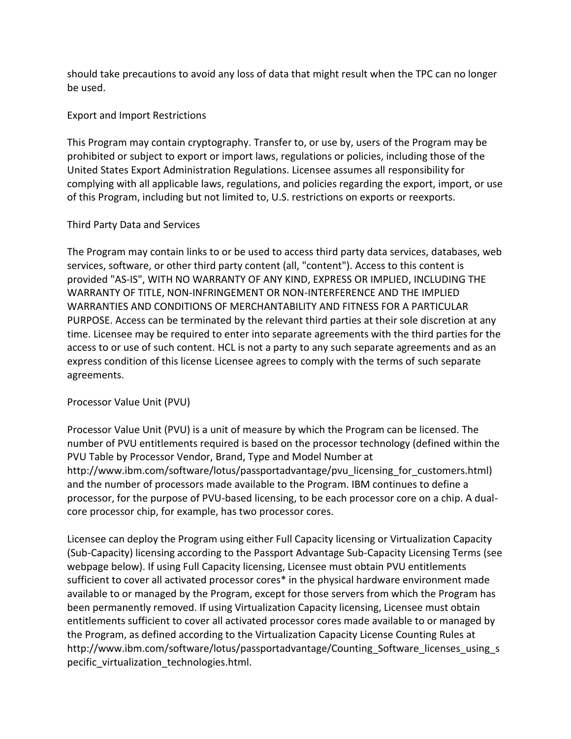should take precautions to avoid any loss of data that might result when the TPC can no longer be used.

## Export and Import Restrictions

This Program may contain cryptography. Transfer to, or use by, users of the Program may be prohibited or subject to export or import laws, regulations or policies, including those of the United States Export Administration Regulations. Licensee assumes all responsibility for complying with all applicable laws, regulations, and policies regarding the export, import, or use of this Program, including but not limited to, U.S. restrictions on exports or reexports.

## Third Party Data and Services

The Program may contain links to or be used to access third party data services, databases, web services, software, or other third party content (all, "content"). Access to this content is provided "AS-IS", WITH NO WARRANTY OF ANY KIND, EXPRESS OR IMPLIED, INCLUDING THE WARRANTY OF TITLE, NON-INFRINGEMENT OR NON-INTERFERENCE AND THE IMPLIED WARRANTIES AND CONDITIONS OF MERCHANTABILITY AND FITNESS FOR A PARTICULAR PURPOSE. Access can be terminated by the relevant third parties at their sole discretion at any time. Licensee may be required to enter into separate agreements with the third parties for the access to or use of such content. HCL is not a party to any such separate agreements and as an express condition of this license Licensee agrees to comply with the terms of such separate agreements.

## Processor Value Unit (PVU)

Processor Value Unit (PVU) is a unit of measure by which the Program can be licensed. The number of PVU entitlements required is based on the processor technology (defined within the PVU Table by Processor Vendor, Brand, Type and Model Number at http://www.ibm.com/software/lotus/passportadvantage/pvu_licensing_for_customers.html) and the number of processors made available to the Program. IBM continues to define a processor, for the purpose of PVU-based licensing, to be each processor core on a chip. A dual-core processor chip, for example, has two processor cores.

Licensee can deploy the Program using either Full Capacity licensing or Virtualization Capacity (Sub-Capacity) licensing according to the Passport Advantage Sub-Capacity Licensing Terms (see webpage below). If using Full Capacity licensing, Licensee must obtain PVU entitlements sufficient to cover all activated processor cores* in the physical hardware environment made available to or managed by the Program, except for those servers from which the Program has been permanently removed. If using Virtualization Capacity licensing, Licensee must obtain entitlements sufficient to cover all activated processor cores made available to or managed by the Program, as defined according to the Virtualization Capacity License Counting Rules at http://www.ibm.com/software/lotus/passportadvantage/Counting_Software_licenses_using_specific_virtualization_technologies.html.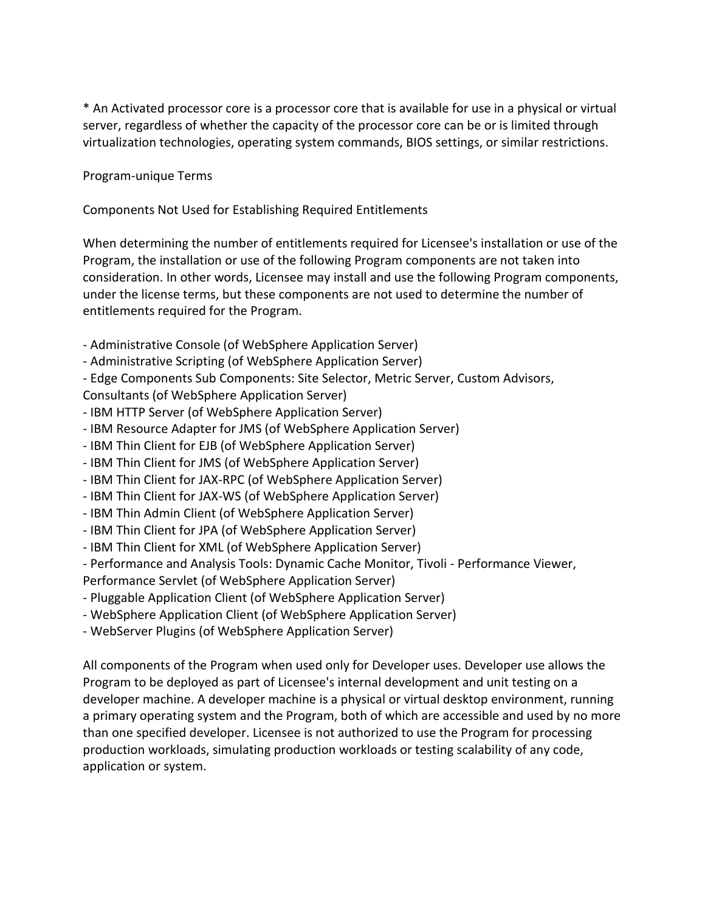* An Activated processor core is a processor core that is available for use in a physical or virtual server, regardless of whether the capacity of the processor core can be or is limited through virtualization technologies, operating system commands, BIOS settings, or similar restrictions.

Program-unique Terms

Components Not Used for Establishing Required Entitlements

When determining the number of entitlements required for Licensee's installation or use of the Program, the installation or use of the following Program components are not taken into consideration. In other words, Licensee may install and use the following Program components, under the license terms, but these components are not used to determine the number of entitlements required for the Program.

- Administrative Console (of WebSphere Application Server)
- Administrative Scripting (of WebSphere Application Server)
- Edge Components Sub Components: Site Selector, Metric Server, Custom Advisors, Consultants (of WebSphere Application Server)
- IBM HTTP Server (of WebSphere Application Server)
- IBM Resource Adapter for JMS (of WebSphere Application Server)
- IBM Thin Client for EJB (of WebSphere Application Server)
- IBM Thin Client for JMS (of WebSphere Application Server)
- IBM Thin Client for JAX-RPC (of WebSphere Application Server)
- IBM Thin Client for JAX-WS (of WebSphere Application Server)
- IBM Thin Admin Client (of WebSphere Application Server)
- IBM Thin Client for JPA (of WebSphere Application Server)
- IBM Thin Client for XML (of WebSphere Application Server)
- Performance and Analysis Tools: Dynamic Cache Monitor, Tivoli - Performance Viewer, Performance Servlet (of WebSphere Application Server)
- Pluggable Application Client (of WebSphere Application Server)
- WebSphere Application Client (of WebSphere Application Server)
- WebServer Plugins (of WebSphere Application Server)

All components of the Program when used only for Developer uses. Developer use allows the Program to be deployed as part of Licensee's internal development and unit testing on a developer machine. A developer machine is a physical or virtual desktop environment, running a primary operating system and the Program, both of which are accessible and used by no more than one specified developer. Licensee is not authorized to use the Program for processing production workloads, simulating production workloads or testing scalability of any code, application or system.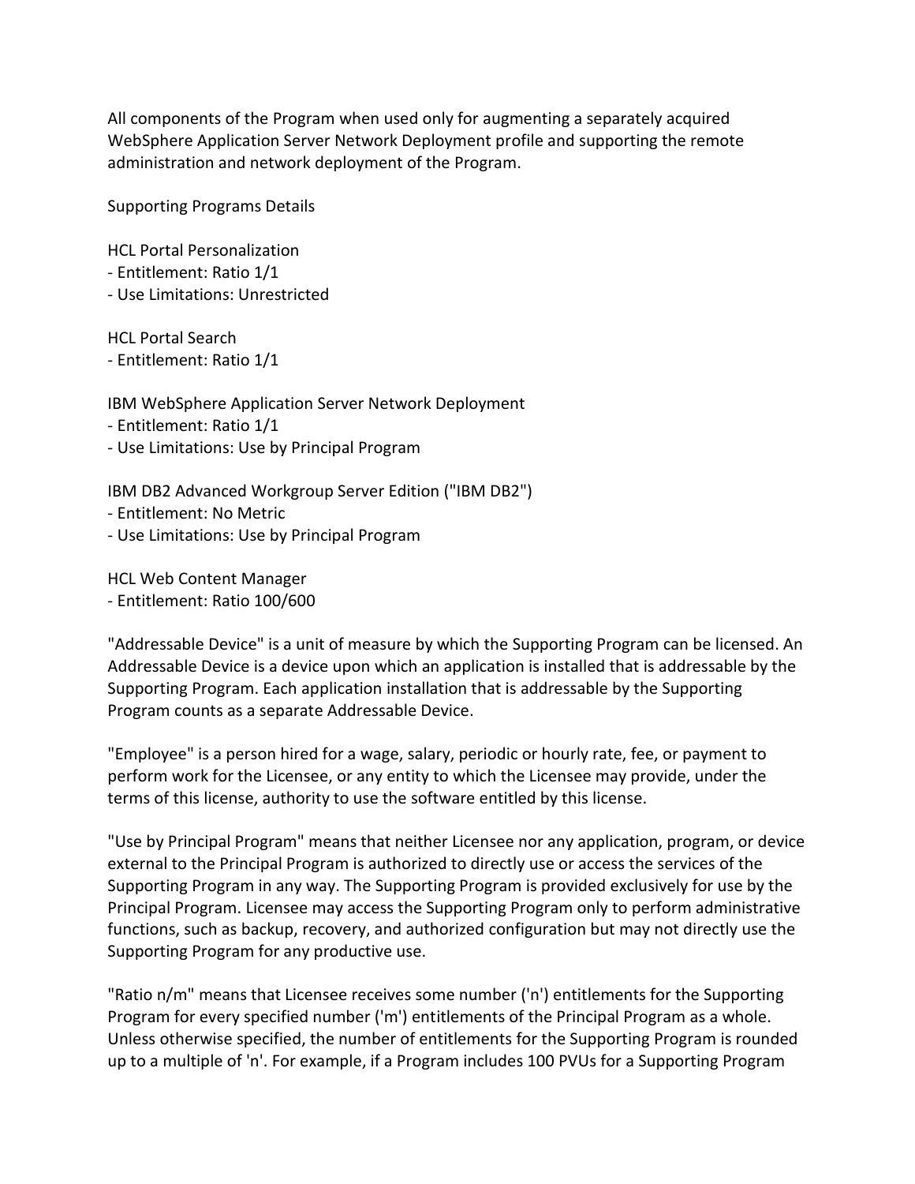All components of the Program when used only for augmenting a separately acquired WebSphere Application Server Network Deployment profile and supporting the remote administration and network deployment of the Program.

Supporting Programs Details

HCL Portal Personalization
- Entitlement: Ratio 1/1
- Use Limitations: Unrestricted

HCL Portal Search
- Entitlement: Ratio 1/1

IBM WebSphere Application Server Network Deployment
- Entitlement: Ratio 1/1
- Use Limitations: Use by Principal Program

IBM DB2 Advanced Workgroup Server Edition ("IBM DB2")
- Entitlement: No Metric
- Use Limitations: Use by Principal Program

HCL Web Content Manager
- Entitlement: Ratio 100/600

"Addressable Device" is a unit of measure by which the Supporting Program can be licensed. An Addressable Device is a device upon which an application is installed that is addressable by the Supporting Program. Each application installation that is addressable by the Supporting Program counts as a separate Addressable Device.

"Employee" is a person hired for a wage, salary, periodic or hourly rate, fee, or payment to perform work for the Licensee, or any entity to which the Licensee may provide, under the terms of this license, authority to use the software entitled by this license.

"Use by Principal Program" means that neither Licensee nor any application, program, or device external to the Principal Program is authorized to directly use or access the services of the Supporting Program in any way. The Supporting Program is provided exclusively for use by the Principal Program. Licensee may access the Supporting Program only to perform administrative functions, such as backup, recovery, and authorized configuration but may not directly use the Supporting Program for any productive use.

"Ratio n/m" means that Licensee receives some number ('n') entitlements for the Supporting Program for every specified number ('m') entitlements of the Principal Program as a whole. Unless otherwise specified, the number of entitlements for the Supporting Program is rounded up to a multiple of 'n'. For example, if a Program includes 100 PVUs for a Supporting Program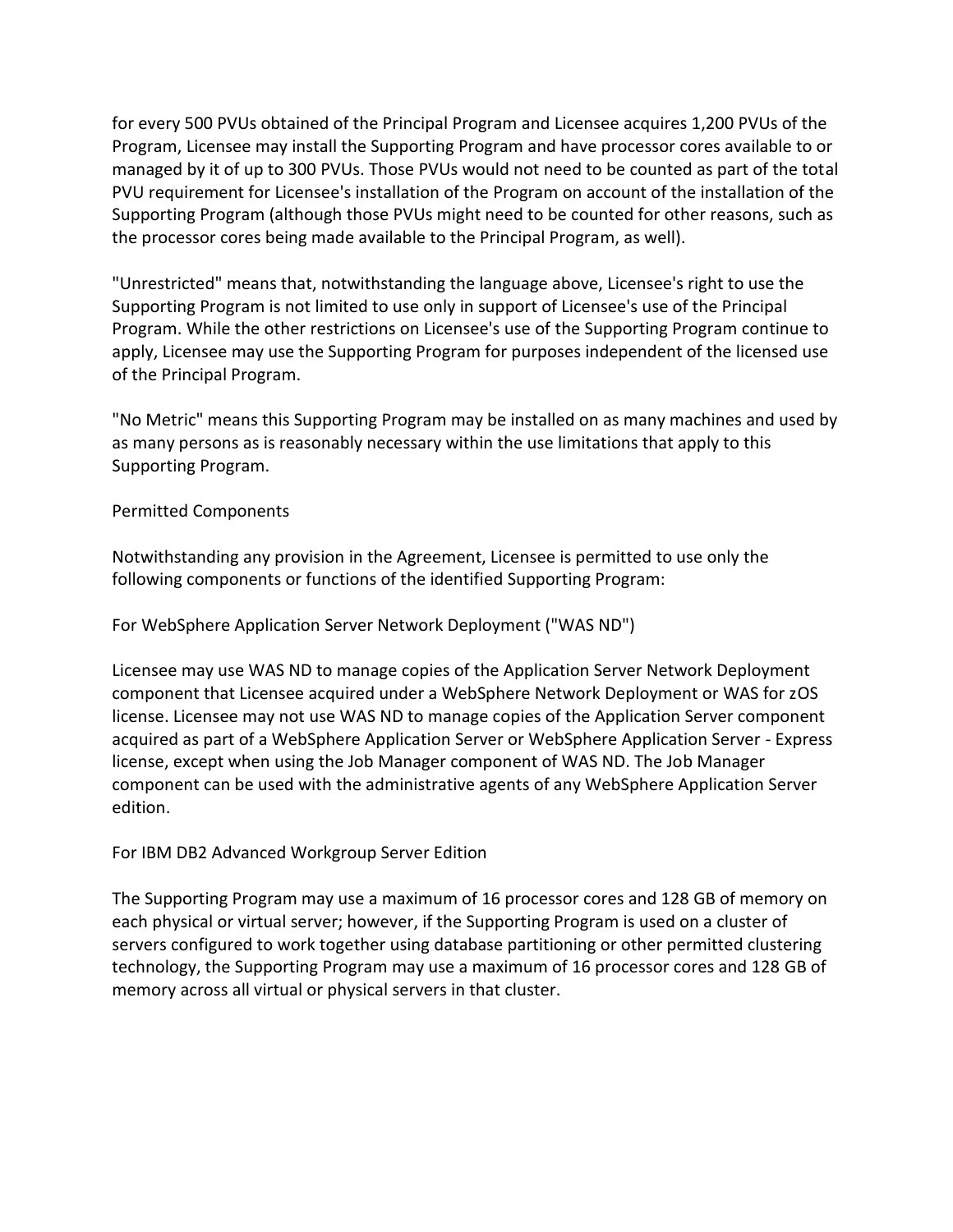for every 500 PVUs obtained of the Principal Program and Licensee acquires 1,200 PVUs of the Program, Licensee may install the Supporting Program and have processor cores available to or managed by it of up to 300 PVUs. Those PVUs would not need to be counted as part of the total PVU requirement for Licensee's installation of the Program on account of the installation of the Supporting Program (although those PVUs might need to be counted for other reasons, such as the processor cores being made available to the Principal Program, as well).

"Unrestricted" means that, notwithstanding the language above, Licensee's right to use the Supporting Program is not limited to use only in support of Licensee's use of the Principal Program. While the other restrictions on Licensee's use of the Supporting Program continue to apply, Licensee may use the Supporting Program for purposes independent of the licensed use of the Principal Program.

"No Metric" means this Supporting Program may be installed on as many machines and used by as many persons as is reasonably necessary within the use limitations that apply to this Supporting Program.

Permitted Components

Notwithstanding any provision in the Agreement, Licensee is permitted to use only the following components or functions of the identified Supporting Program:

For WebSphere Application Server Network Deployment ("WAS ND")

Licensee may use WAS ND to manage copies of the Application Server Network Deployment component that Licensee acquired under a WebSphere Network Deployment or WAS for zOS license. Licensee may not use WAS ND to manage copies of the Application Server component acquired as part of a WebSphere Application Server or WebSphere Application Server - Express license, except when using the Job Manager component of WAS ND. The Job Manager component can be used with the administrative agents of any WebSphere Application Server edition.

For IBM DB2 Advanced Workgroup Server Edition

The Supporting Program may use a maximum of 16 processor cores and 128 GB of memory on each physical or virtual server; however, if the Supporting Program is used on a cluster of servers configured to work together using database partitioning or other permitted clustering technology, the Supporting Program may use a maximum of 16 processor cores and 128 GB of memory across all virtual or physical servers in that cluster.